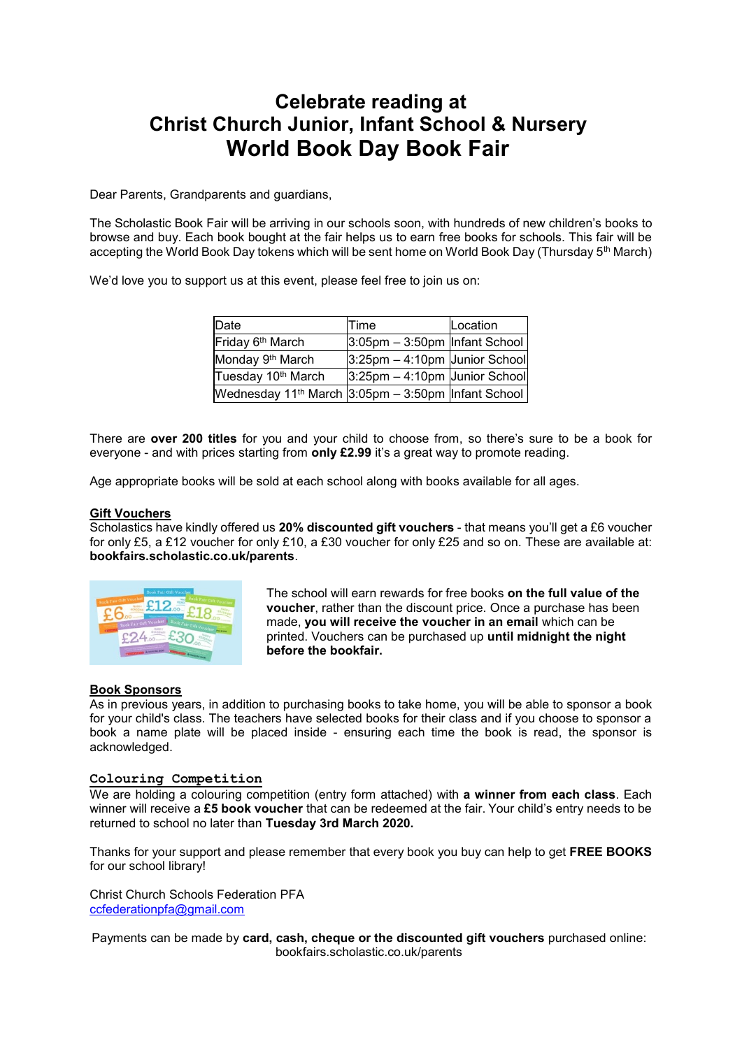# Celebrate reading at
# Christ Church Junior, Infant School & Nursery
# World Book Day Book Fair

Dear Parents, Grandparents and guardians,

The Scholastic Book Fair will be arriving in our schools soon, with hundreds of new children's books to browse and buy. Each book bought at the fair helps us to earn free books for schools. This fair will be accepting the World Book Day tokens which will be sent home on World Book Day (Thursday 5th March)

We'd love you to support us at this event, please feel free to join us on:

| Date | Time | Location |
|---|---|---|
| Friday 6th March | 3:05pm – 3:50pm | Infant School |
| Monday 9th March | 3:25pm – 4:10pm | Junior School |
| Tuesday 10th March | 3:25pm – 4:10pm | Junior School |
| Wednesday 11th March | 3:05pm – 3:50pm | Infant School |

There are **over 200 titles** for you and your child to choose from, so there's sure to be a book for everyone - and with prices starting from **only £2.99** it's a great way to promote reading.

Age appropriate books will be sold at each school along with books available for all ages.

## Gift Vouchers

Scholastics have kindly offered us **20% discounted gift vouchers** - that means you'll get a £6 voucher for only £5, a £12 voucher for only £10, a £30 voucher for only £25 and so on. These are available at: **bookfairs.scholastic.co.uk/parents**.

The school will earn rewards for free books **on the full value of the voucher**, rather than the discount price. Once a purchase has been made, **you will receive the voucher in an email** which can be printed. Vouchers can be purchased up **until midnight the night before the bookfair.**

## Book Sponsors

As in previous years, in addition to purchasing books to take home, you will be able to sponsor a book for your child's class. The teachers have selected books for their class and if you choose to sponsor a book a name plate will be placed inside - ensuring each time the book is read, the sponsor is acknowledged.

## Colouring Competition

We are holding a colouring competition (entry form attached) with **a winner from each class**. Each winner will receive a **£5 book voucher** that can be redeemed at the fair. Your child's entry needs to be returned to school no later than **Tuesday 3rd March 2020.**

Thanks for your support and please remember that every book you buy can help to get **FREE BOOKS** for our school library!

Christ Church Schools Federation PFA
ccfederationpfa@gmail.com

Payments can be made by **card, cash, cheque or the discounted gift vouchers** purchased online: bookfairs.scholastic.co.uk/parents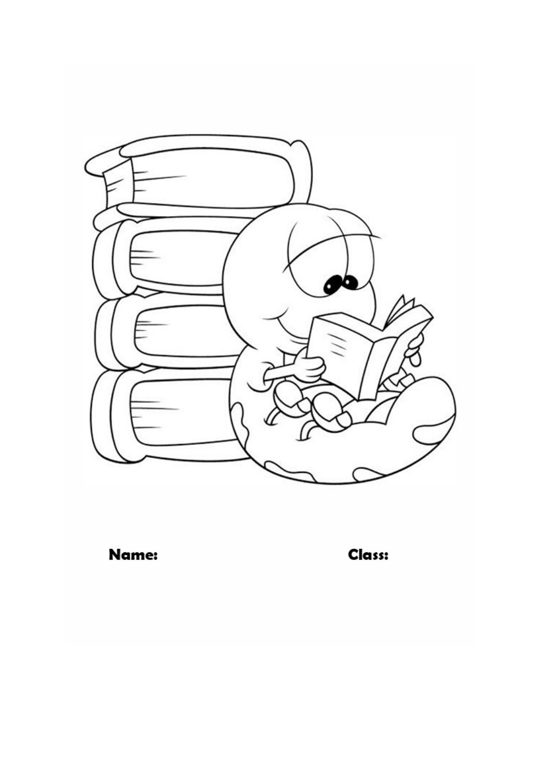**Name:** **Class:**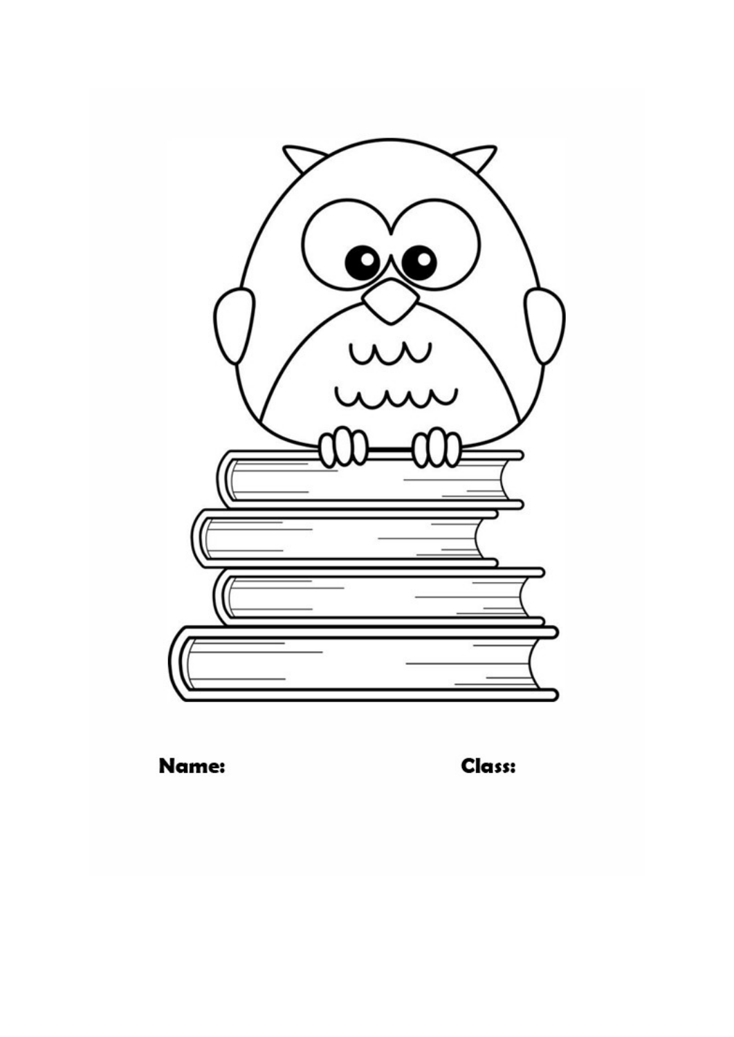**Name:** **Class:**